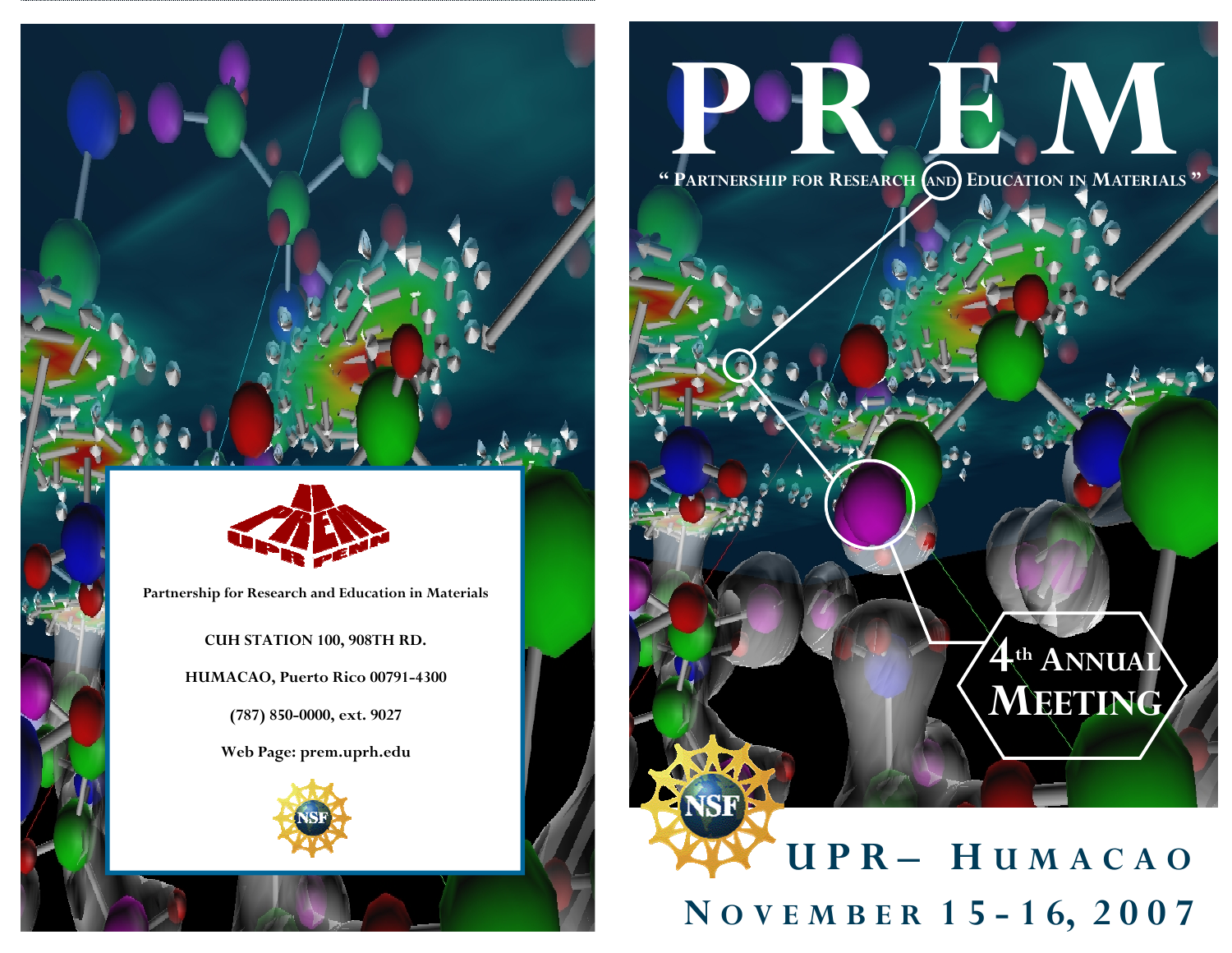# PREM

"PARTNERSHIP FOR RESEARCH AND EDUCATION IN MATERIALS"

## 4th ANNUAL MEETING

## UPR– HUMACAO

## NOVEMBER 15-16, 2007

---

UPR PREM PENN

Partnership for Research and Education in Materials

CUH STATION 100, 908TH RD.

HUMACAO, Puerto Rico 00791-4300

(787) 850-0000, ext. 9027

Web Page: prem.uprh.edu

NSF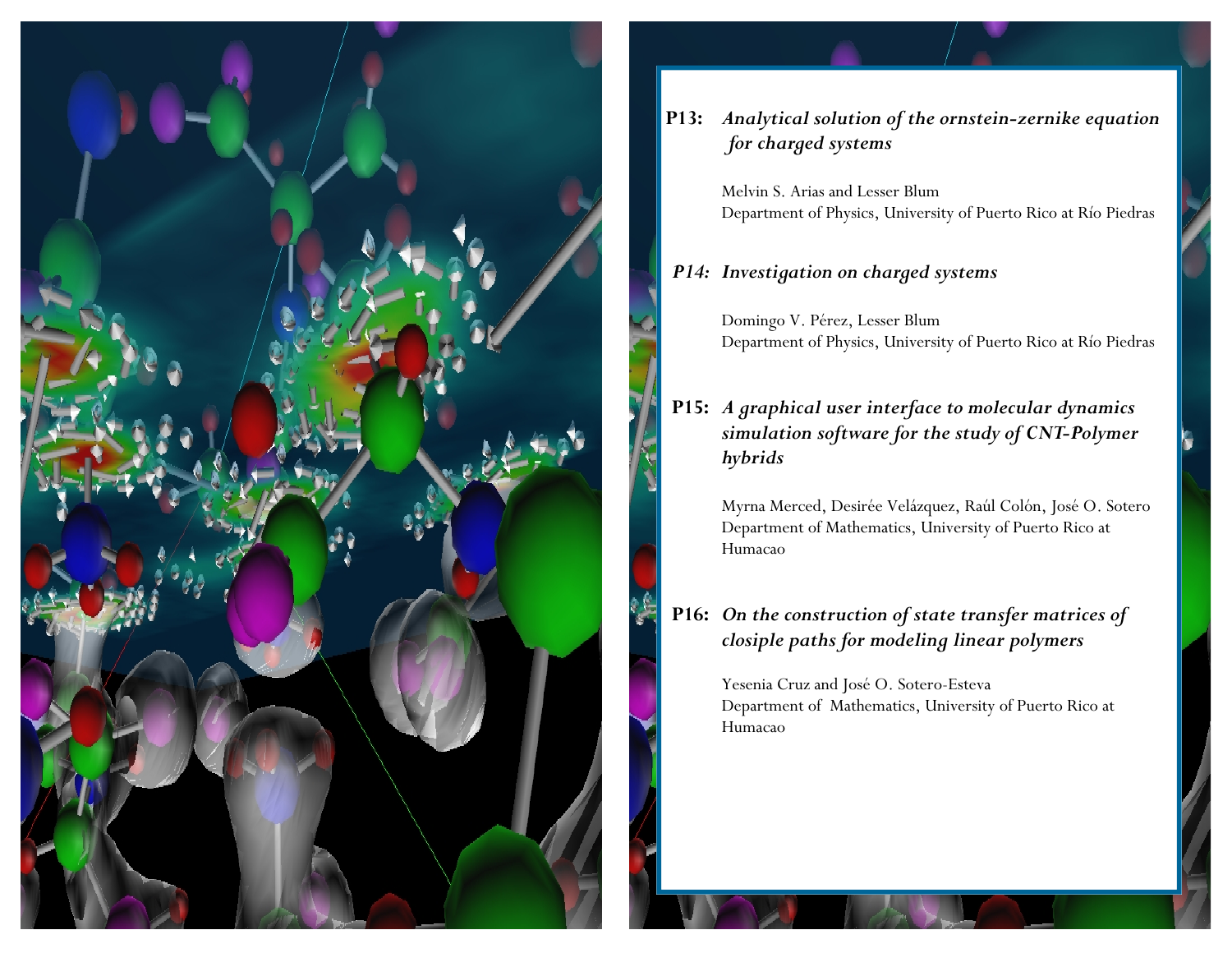**P13:** ***Analytical solution of the ornstein-zernike equation for charged systems***

Melvin S. Arias and Lesser Blum
Department of Physics, University of Puerto Rico at Río Piedras

***P14:*** ***Investigation on charged systems***

Domingo V. Pérez, Lesser Blum
Department of Physics, University of Puerto Rico at Río Piedras

**P15:** ***A graphical user interface to molecular dynamics simulation software for the study of CNT-Polymer hybrids***

Myrna Merced, Desirée Velázquez, Raúl Colón, José O. Sotero
Department of Mathematics, University of Puerto Rico at Humacao

**P16:** ***On the construction of state transfer matrices of closiple paths for modeling linear polymers***

Yesenia Cruz and José O. Sotero-Esteva
Department of Mathematics, University of Puerto Rico at Humacao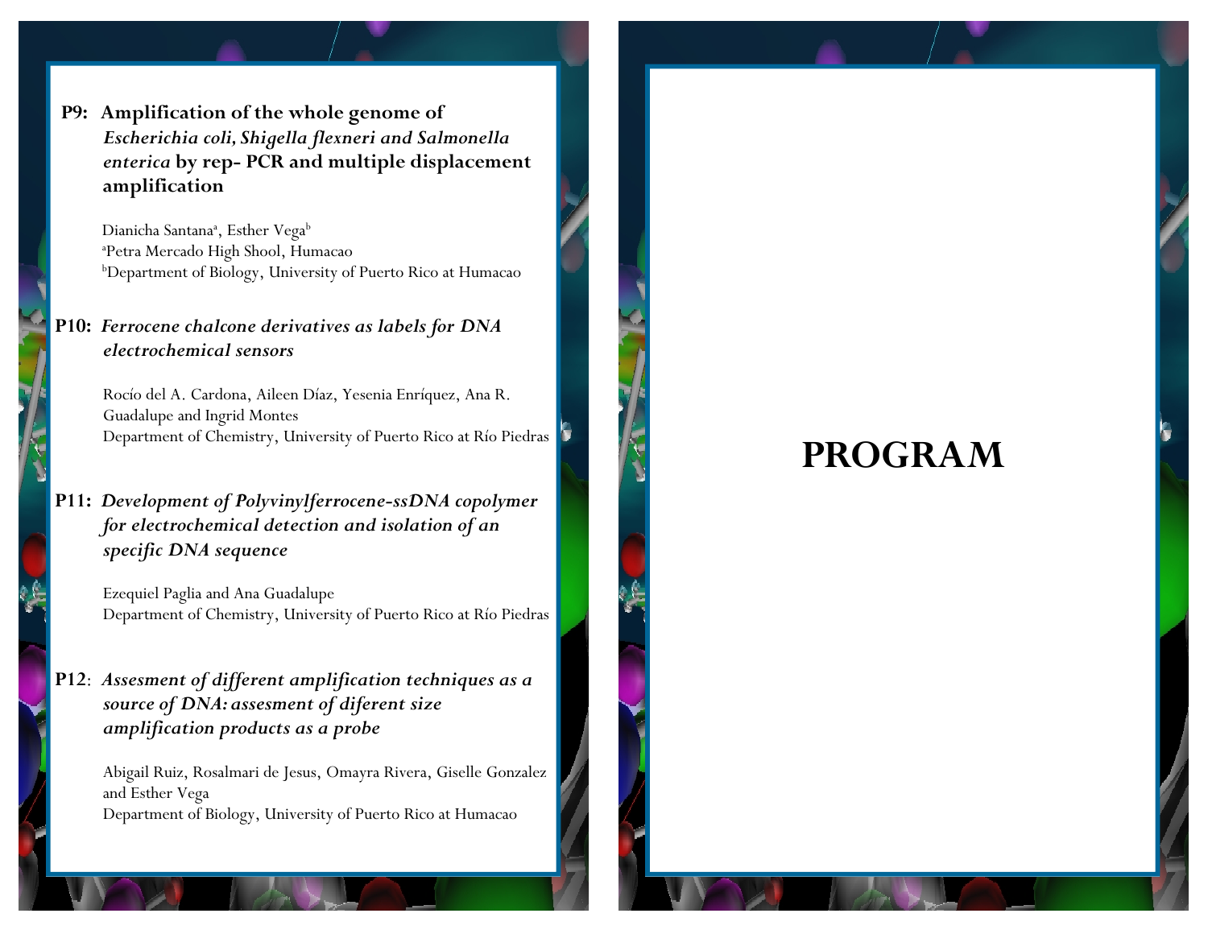**P9: Amplification of the whole genome of *Escherichia coli, Shigella flexneri and Salmonella enterica* by rep- PCR and multiple displacement amplification**

Dianicha Santana[a], Esther Vega[b]
[a]Petra Mercado High Shool, Humacao
[b]Department of Biology, University of Puerto Rico at Humacao

**P10: *Ferrocene chalcone derivatives as labels for DNA electrochemical sensors***

Rocío del A. Cardona, Aileen Díaz, Yesenia Enríquez, Ana R. Guadalupe and Ingrid Montes
Department of Chemistry, University of Puerto Rico at Río Piedras

**P11: *Development of Polyvinylferrocene-ssDNA copolymer for electrochemical detection and isolation of an specific DNA sequence***

Ezequiel Paglia and Ana Guadalupe
Department of Chemistry, University of Puerto Rico at Río Piedras

**P12**: ***Assesment of different amplification techniques as a source of DNA: assesment of diferent size amplification products as a probe***

Abigail Ruiz, Rosalmari de Jesus, Omayra Rivera, Giselle Gonzalez and Esther Vega
Department of Biology, University of Puerto Rico at Humacao

# PROGRAM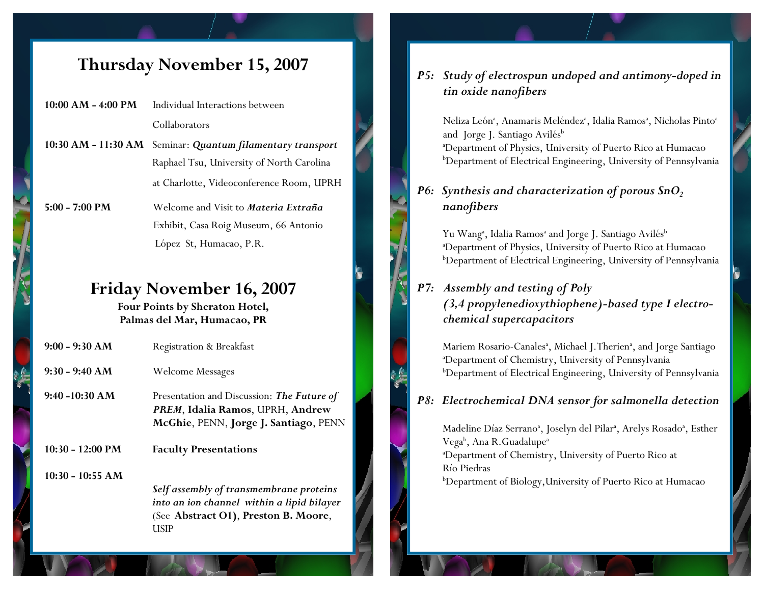# Thursday November 15, 2007

**10:00 AM - 4:00 PM** Individual Interactions between Collaborators

**10:30 AM - 11:30 AM** Seminar: ***Quantum filamentary transport*** Raphael Tsu, University of North Carolina at Charlotte, Videoconference Room, UPRH

**5:00 - 7:00 PM** Welcome and Visit to ***Materia Extraña*** Exhibit, Casa Roig Museum, 66 Antonio López St, Humacao, P.R.

# Friday November 16, 2007

**Four Points by Sheraton Hotel, Palmas del Mar, Humacao, PR**

**9:00 - 9:30 AM** Registration & Breakfast

**9:30 - 9:40 AM** Welcome Messages

**9:40 -10:30 AM** Presentation and Discussion: ***The Future of PREM***, **Idalia Ramos**, UPRH, **Andrew McGhie**, PENN, **Jorge J. Santiago**, PENN

**10:30 - 12:00 PM** **Faculty Presentations**

**10:30 - 10:55 AM**

***Self assembly of transmembrane proteins into an ion channel within a lipid bilayer*** (See **Abstract O1)**, **Preston B. Moore**, USIP

### *P5: Study of electrospun undoped and antimony-doped in tin oxide nanofibers*

Neliza León[a], Anamaris Meléndez[a], Idalia Ramos[a], Nicholas Pinto[a] and Jorge J. Santiago Avilés[b]
[a]Department of Physics, University of Puerto Rico at Humacao
[b]Department of Electrical Engineering, University of Pennsylvania

### *P6: Synthesis and characterization of porous $SnO_2$ nanofibers*

Yu Wang[a], Idalia Ramos[a] and Jorge J. Santiago Avilés[b]
[a]Department of Physics, University of Puerto Rico at Humacao
[b]Department of Electrical Engineering, University of Pennsylvania

### *P7: Assembly and testing of Poly (3,4 propylenedioxythiophene)-based type I electro-chemical supercapacitors*

Mariem Rosario-Canales[a], Michael J.Therien[a], and Jorge Santiago
[a]Department of Chemistry, University of Pennsylvania
[b]Department of Electrical Engineering, University of Pennsylvania

### *P8: Electrochemical DNA sensor for salmonella detection*

Madeline Díaz Serrano[a], Joselyn del Pilar[a], Arelys Rosado[a], Esther Vega[b], Ana R.Guadalupe[a]
[a]Department of Chemistry, University of Puerto Rico at Río Piedras
[b]Department of Biology,University of Puerto Rico at Humacao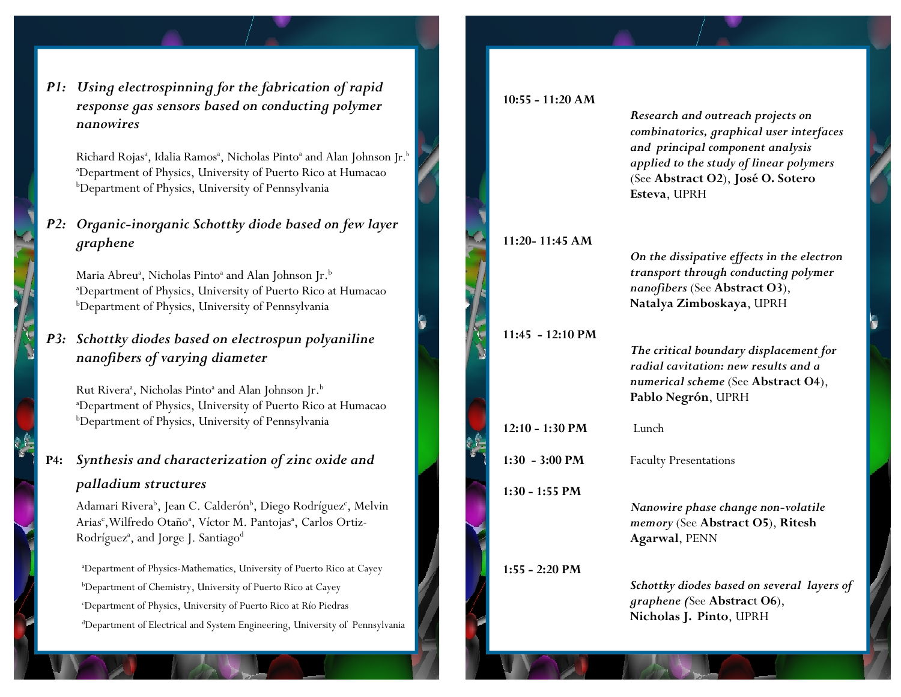### *P1: Using electrospinning for the fabrication of rapid response gas sensors based on conducting polymer nanowires*

Richard Rojas[a], Idalia Ramos[a], Nicholas Pinto[a] and Alan Johnson Jr.[b]
[a]Department of Physics, University of Puerto Rico at Humacao
[b]Department of Physics, University of Pennsylvania

### *P2: Organic-inorganic Schottky diode based on few layer graphene*

Maria Abreu[a], Nicholas Pinto[a] and Alan Johnson Jr.[b]
[a]Department of Physics, University of Puerto Rico at Humacao
[b]Department of Physics, University of Pennsylvania

### *P3: Schottky diodes based on electrospun polyaniline nanofibers of varying diameter*

Rut Rivera[a], Nicholas Pinto[a] and Alan Johnson Jr.[b]
[a]Department of Physics, University of Puerto Rico at Humacao
[b]Department of Physics, University of Pennsylvania

### **P4:** *Synthesis and characterization of zinc oxide and palladium structures*

Adamari Rivera[b], Jean C. Calderón[b], Diego Rodríguez[c], Melvin Arias[c], Wilfredo Otaño[a], Víctor M. Pantojas[a], Carlos Ortiz-Rodríguez[a], and Jorge J. Santiago[d]

[a]Department of Physics-Mathematics, University of Puerto Rico at Cayey
[b]Department of Chemistry, University of Puerto Rico at Cayey
[c]Department of Physics, University of Puerto Rico at Río Piedras
[d]Department of Electrical and System Engineering, University of Pennsylvania

**10:55 - 11:20 AM**
***Research and outreach projects on combinatorics, graphical user interfaces and principal component analysis applied to the study of linear polymers*** (See **Abstract O2**), **José O. Sotero Esteva**, UPRH

**11:20- 11:45 AM**
***On the dissipative effects in the electron transport through conducting polymer nanofibers*** (See **Abstract O3**), **Natalya Zimboskaya**, UPRH

**11:45 - 12:10 PM**
***The critical boundary displacement for radial cavitation: new results and a numerical scheme*** (See **Abstract O4**), **Pablo Negrón**, UPRH

**12:10 - 1:30 PM** Lunch

**1:30 - 3:00 PM** Faculty Presentations

**1:30 - 1:55 PM**
***Nanowire phase change non-volatile memory*** (See **Abstract O5**), **Ritesh Agarwal**, PENN

**1:55 - 2:20 PM**
***Schottky diodes based on several layers of graphene*** (See **Abstract O6**), **Nicholas J. Pinto**, UPRH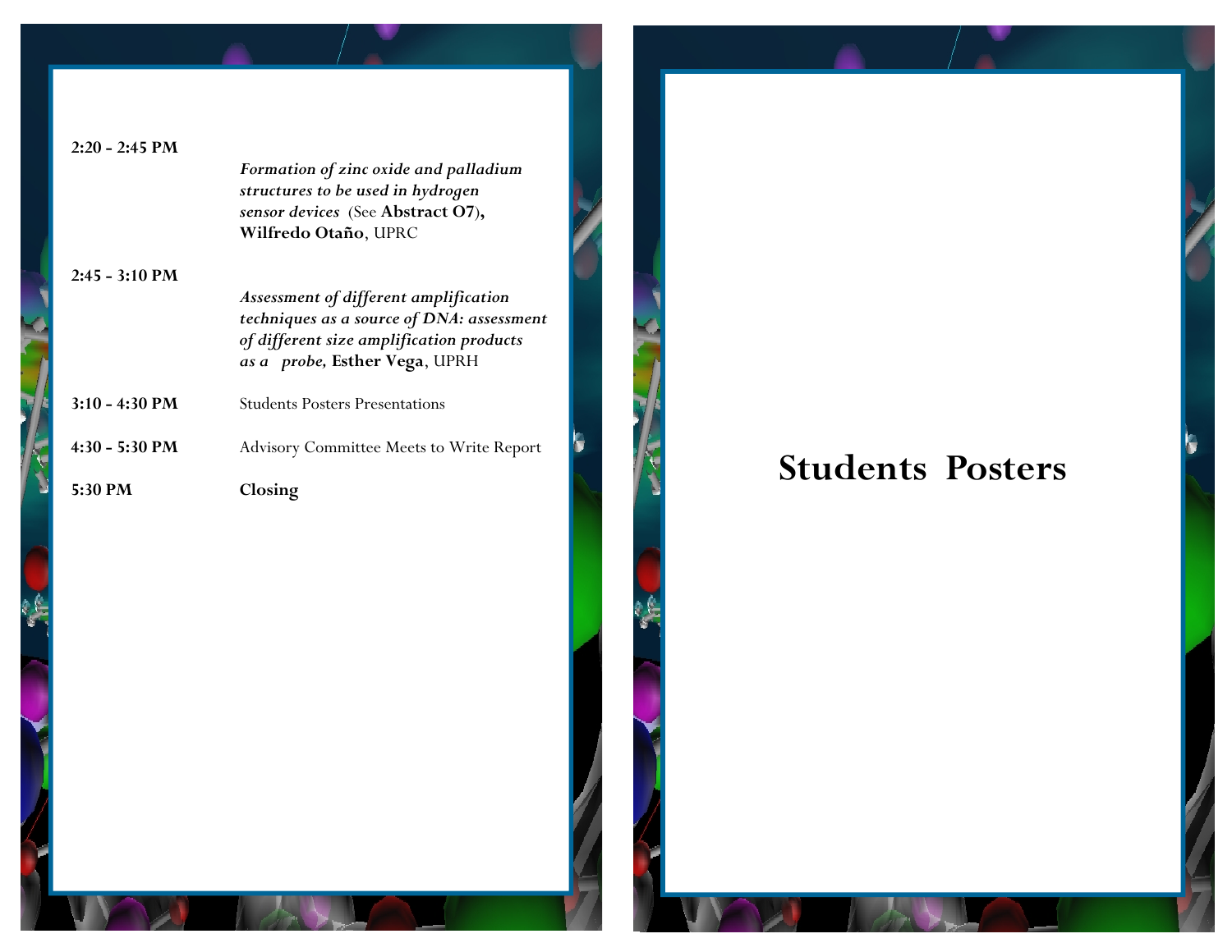| | |
|---|---|
| **2:20 - 2:45 PM** | ***Formation of zinc oxide and palladium structures to be used in hydrogen sensor devices*** (See **Abstract O7**), **Wilfredo Otaño**, UPRC |
| **2:45 - 3:10 PM** | ***Assessment of different amplification techniques as a source of DNA: assessment of different size amplification products as a probe,*** **Esther Vega**, UPRH |
| **3:10 - 4:30 PM** | Students Posters Presentations |
| **4:30 - 5:30 PM** | Advisory Committee Meets to Write Report |
| **5:30 PM** | **Closing** |

# Students Posters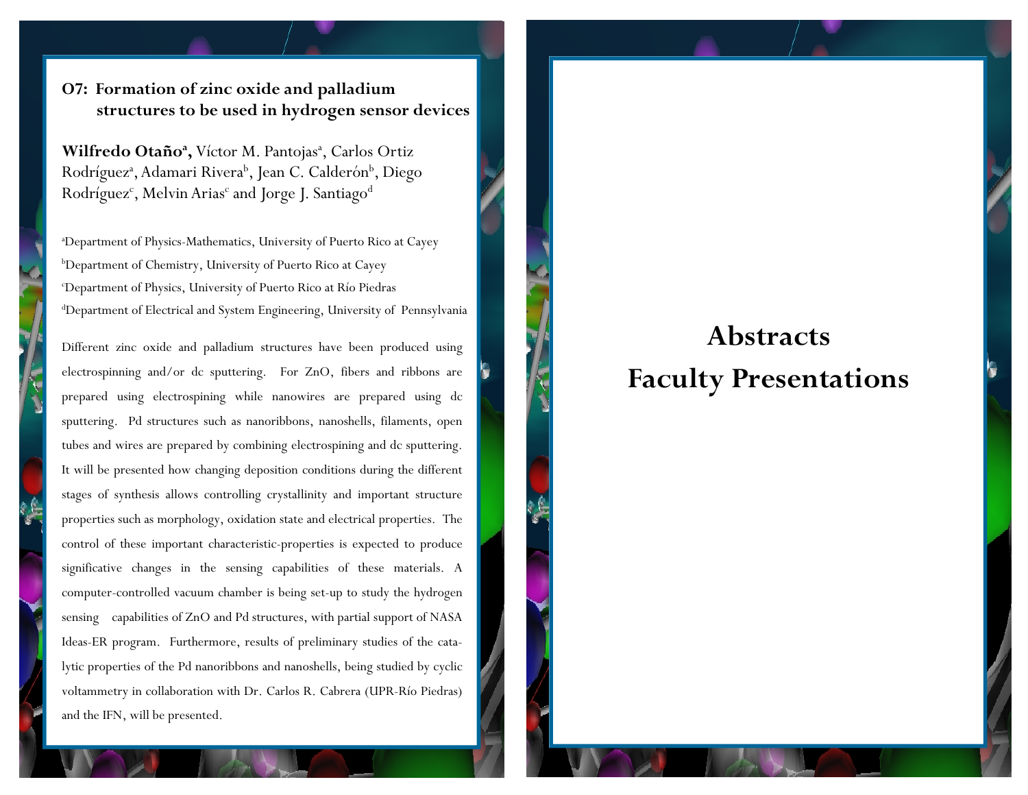## O7: Formation of zinc oxide and palladium structures to be used in hydrogen sensor devices

**Wilfredo Otaño[a],** Víctor M. Pantojas[a], Carlos Ortiz Rodríguez[a], Adamari Rivera[b], Jean C. Calderón[b], Diego Rodríguez[c], Melvin Arias[c] and Jorge J. Santiago[d]

[a]Department of Physics-Mathematics, University of Puerto Rico at Cayey
[b]Department of Chemistry, University of Puerto Rico at Cayey
[c]Department of Physics, University of Puerto Rico at Río Piedras
[d]Department of Electrical and System Engineering, University of Pennsylvania

Different zinc oxide and palladium structures have been produced using electrospinning and/or dc sputtering. For ZnO, fibers and ribbons are prepared using electrospining while nanowires are prepared using dc sputtering. Pd structures such as nanoribbons, nanoshells, filaments, open tubes and wires are prepared by combining electrospining and dc sputtering. It will be presented how changing deposition conditions during the different stages of synthesis allows controlling crystallinity and important structure properties such as morphology, oxidation state and electrical properties. The control of these important characteristic-properties is expected to produce significative changes in the sensing capabilities of these materials. A computer-controlled vacuum chamber is being set-up to study the hydrogen sensing capabilities of ZnO and Pd structures, with partial support of NASA Ideas-ER program. Furthermore, results of preliminary studies of the catalytic properties of the Pd nanoribbons and nanoshells, being studied by cyclic voltammetry in collaboration with Dr. Carlos R. Cabrera (UPR-Río Piedras) and the IFN, will be presented.

# Abstracts
# Faculty Presentations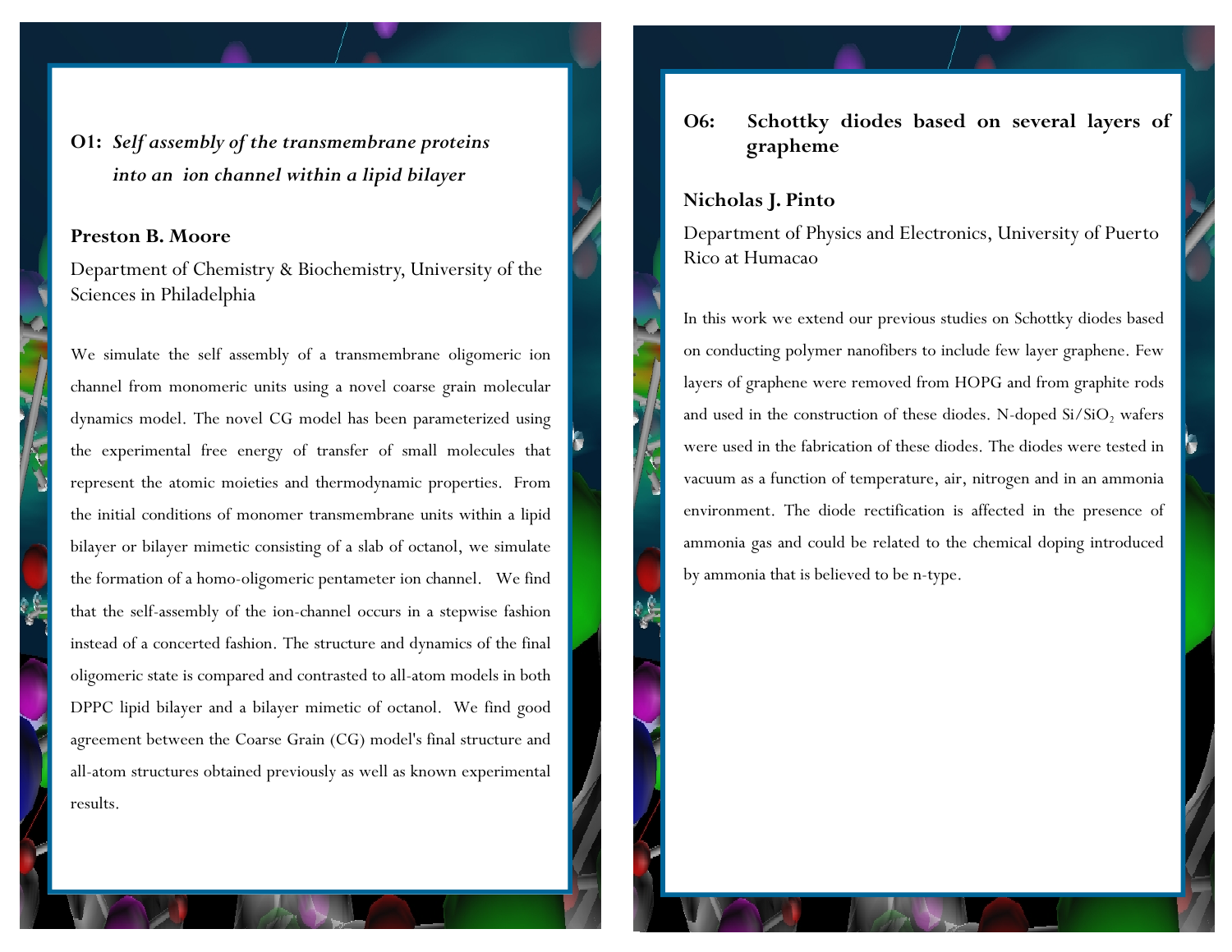## O1: *Self assembly of the transmembrane proteins into an ion channel within a lipid bilayer*

**Preston B. Moore**

Department of Chemistry & Biochemistry, University of the Sciences in Philadelphia

We simulate the self assembly of a transmembrane oligomeric ion channel from monomeric units using a novel coarse grain molecular dynamics model. The novel CG model has been parameterized using the experimental free energy of transfer of small molecules that represent the atomic moieties and thermodynamic properties. From the initial conditions of monomer transmembrane units within a lipid bilayer or bilayer mimetic consisting of a slab of octanol, we simulate the formation of a homo-oligomeric pentameter ion channel. We find that the self-assembly of the ion-channel occurs in a stepwise fashion instead of a concerted fashion. The structure and dynamics of the final oligomeric state is compared and contrasted to all-atom models in both DPPC lipid bilayer and a bilayer mimetic of octanol. We find good agreement between the Coarse Grain (CG) model's final structure and all-atom structures obtained previously as well as known experimental results.

## O6: Schottky diodes based on several layers of grapheme

**Nicholas J. Pinto**

Department of Physics and Electronics, University of Puerto Rico at Humacao

In this work we extend our previous studies on Schottky diodes based on conducting polymer nanofibers to include few layer graphene. Few layers of graphene were removed from HOPG and from graphite rods and used in the construction of these diodes. N-doped Si/$SiO_2$ wafers were used in the fabrication of these diodes. The diodes were tested in vacuum as a function of temperature, air, nitrogen and in an ammonia environment. The diode rectification is affected in the presence of ammonia gas and could be related to the chemical doping introduced by ammonia that is believed to be n-type.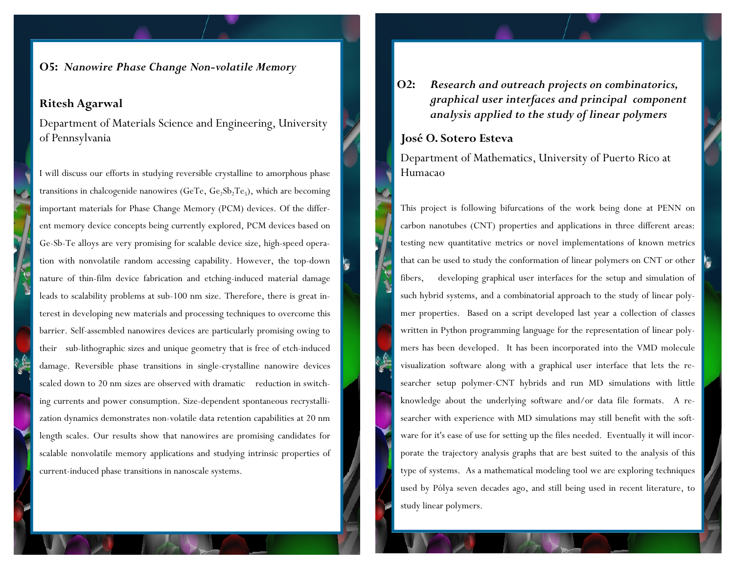## O5: *Nanowire Phase Change Non-volatile Memory*

**Ritesh Agarwal**

Department of Materials Science and Engineering, University of Pennsylvania

I will discuss our efforts in studying reversible crystalline to amorphous phase transitions in chalcogenide nanowires (GeTe, $Ge_2Sb_2Te_5$), which are becoming important materials for Phase Change Memory (PCM) devices. Of the different memory device concepts being currently explored, PCM devices based on Ge-Sb-Te alloys are very promising for scalable device size, high-speed operation with nonvolatile random accessing capability. However, the top-down nature of thin-film device fabrication and etching-induced material damage leads to scalability problems at sub-100 nm size. Therefore, there is great interest in developing new materials and processing techniques to overcome this barrier. Self-assembled nanowires devices are particularly promising owing to their sub-lithographic sizes and unique geometry that is free of etch-induced damage. Reversible phase transitions in single-crystalline nanowire devices scaled down to 20 nm sizes are observed with dramatic reduction in switching currents and power consumption. Size-dependent spontaneous recrystallization dynamics demonstrates non-volatile data retention capabilities at 20 nm length scales. Our results show that nanowires are promising candidates for scalable nonvolatile memory applications and studying intrinsic properties of current-induced phase transitions in nanoscale systems.

## O2: *Research and outreach projects on combinatorics, graphical user interfaces and principal component analysis applied to the study of linear polymers*

**José O. Sotero Esteva**

Department of Mathematics, University of Puerto Rico at Humacao

This project is following bifurcations of the work being done at PENN on carbon nanotubes (CNT) properties and applications in three different areas: testing new quantitative metrics or novel implementations of known metrics that can be used to study the conformation of linear polymers on CNT or other fibers, developing graphical user interfaces for the setup and simulation of such hybrid systems, and a combinatorial approach to the study of linear polymer properties. Based on a script developed last year a collection of classes written in Python programming language for the representation of linear polymers has been developed. It has been incorporated into the VMD molecule visualization software along with a graphical user interface that lets the researcher setup polymer-CNT hybrids and run MD simulations with little knowledge about the underlying software and/or data file formats. A researcher with experience with MD simulations may still benefit with the software for it's ease of use for setting up the files needed. Eventually it will incorporate the trajectory analysis graphs that are best suited to the analysis of this type of systems. As a mathematical modeling tool we are exploring techniques used by Pólya seven decades ago, and still being used in recent literature, to study linear polymers.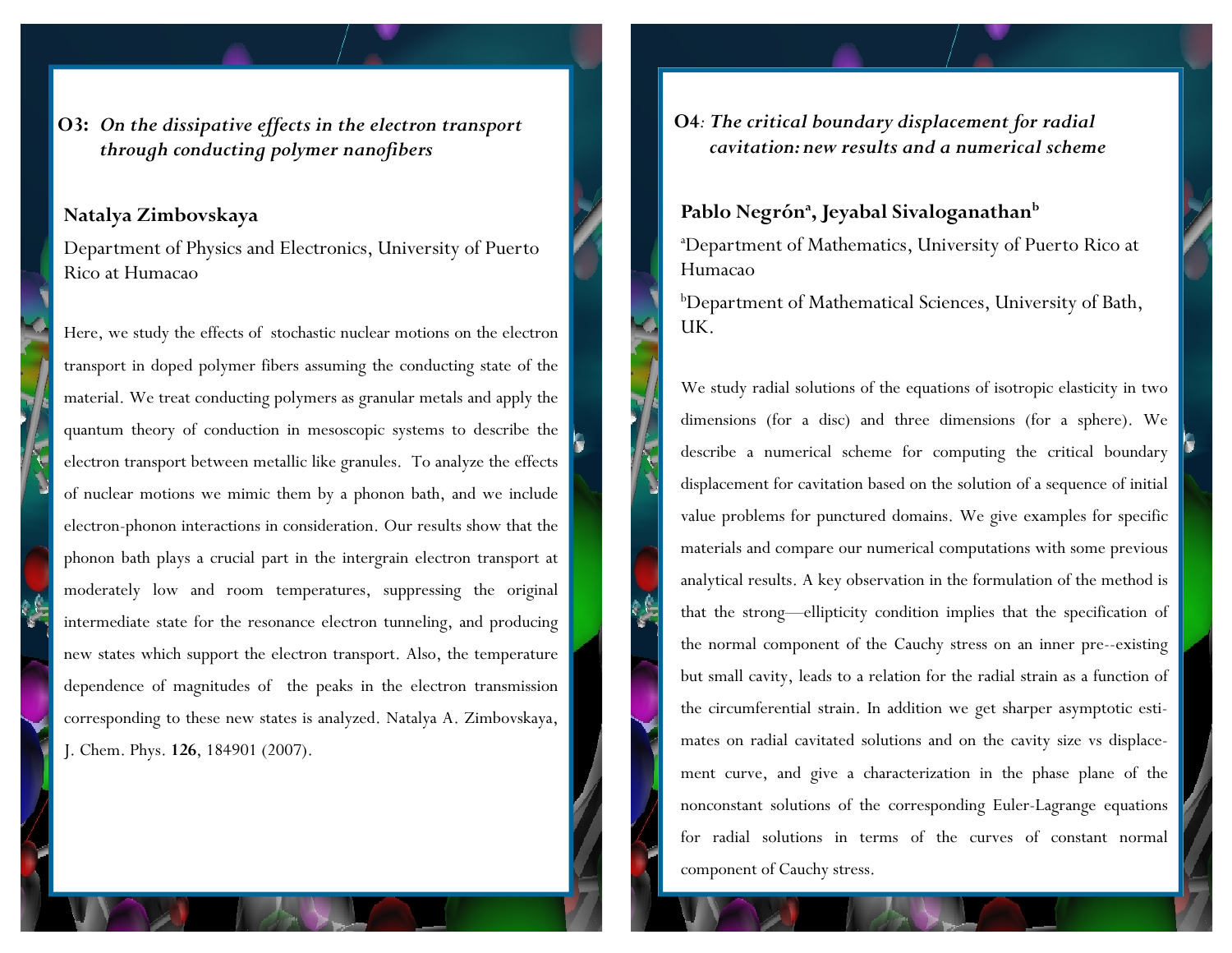## O3: *On the dissipative effects in the electron transport through conducting polymer nanofibers*

**Natalya Zimbovskaya**

Department of Physics and Electronics, University of Puerto Rico at Humacao

Here, we study the effects of stochastic nuclear motions on the electron transport in doped polymer fibers assuming the conducting state of the material. We treat conducting polymers as granular metals and apply the quantum theory of conduction in mesoscopic systems to describe the electron transport between metallic like granules. To analyze the effects of nuclear motions we mimic them by a phonon bath, and we include electron-phonon interactions in consideration. Our results show that the phonon bath plays a crucial part in the intergrain electron transport at moderately low and room temperatures, suppressing the original intermediate state for the resonance electron tunneling, and producing new states which support the electron transport. Also, the temperature dependence of magnitudes of the peaks in the electron transmission corresponding to these new states is analyzed. Natalya A. Zimbovskaya, J. Chem. Phys. **126**, 184901 (2007).

## O4: *The critical boundary displacement for radial cavitation: new results and a numerical scheme*

**Pablo Negrón[a], Jeyabal Sivaloganathan[b]**

[a]Department of Mathematics, University of Puerto Rico at Humacao

[b]Department of Mathematical Sciences, University of Bath, UK.

We study radial solutions of the equations of isotropic elasticity in two dimensions (for a disc) and three dimensions (for a sphere). We describe a numerical scheme for computing the critical boundary displacement for cavitation based on the solution of a sequence of initial value problems for punctured domains. We give examples for specific materials and compare our numerical computations with some previous analytical results. A key observation in the formulation of the method is that the strong—ellipticity condition implies that the specification of the normal component of the Cauchy stress on an inner pre--existing but small cavity, leads to a relation for the radial strain as a function of the circumferential strain. In addition we get sharper asymptotic estimates on radial cavitated solutions and on the cavity size vs displacement curve, and give a characterization in the phase plane of the nonconstant solutions of the corresponding Euler-Lagrange equations for radial solutions in terms of the curves of constant normal component of Cauchy stress.